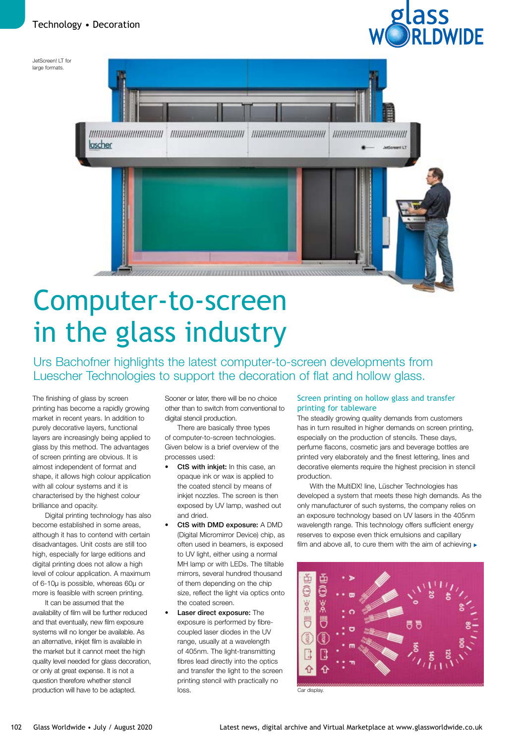JetScreen! LT for large formats.

# Computer-to-screen in the glass industry

Urs Bachofner highlights the latest computer-to-screen developments from Luescher Technologies to support the decoration of flat and hollow glass.

The finishing of glass by screen printing has become a rapidly growing market in recent years. In addition to purely decorative layers, functional layers are increasingly being applied to glass by this method. The advantages of screen printing are obvious. It is almost independent of format and shape, it allows high colour application with all colour systems and it is characterised by the highest colour brilliance and opacity.

Digital printing technology has also become established in some areas, although it has to contend with certain disadvantages. Unit costs are still too high, especially for large editions and digital printing does not allow a high level of colour application. A maximum of 6-10µ is possible, whereas 60µ or more is feasible with screen printing.

It can be assumed that the availability of film will be further reduced and that eventually, new film exposure systems will no longer be available. As an alternative, inkjet film is available in the market but it cannot meet the high quality level needed for glass decoration, or only at great expense. It is not a question therefore whether stencil production will have to be adapted. Sooner or later, there will be no choice other than to switch from conventional to digital stencil production.

There are basically three types of computer-to-screen technologies. Given below is a brief overview of the processes used:

- **CtS with inkjet:** In this case, an opaque ink or wax is applied to the coated stencil by means of inkjet nozzles. The screen is then exposed by UV lamp, washed out and dried.
- **CtS with DMD exposure:** A DMD (Digital Micromirror Device) chip, as often used in beamers, is exposed to UV light, either using a normal MH lamp or with LEDs. The tiltable mirrors, several hundred thousand of them depending on the chip size, reflect the light via optics onto the coated screen.
- **Laser direct exposure:** The exposure is performed by fibre-coupled laser diodes in the UV range, usually at a wavelength of 405nm. The light-transmitting fibres lead directly into the optics and transfer the light to the screen printing stencil with practically no loss.

## Screen printing on hollow glass and transfer printing for tableware

The steadily growing quality demands from customers has in turn resulted in higher demands on screen printing, especially on the production of stencils. These days, perfume flacons, cosmetic jars and beverage bottles are printed very elaborately and the finest lettering, lines and decorative elements require the highest precision in stencil production.

With the MultiDX! line, Lüscher Technologies has developed a system that meets these high demands. As the only manufacturer of such systems, the company relies on an exposure technology based on UV lasers in the 405nm wavelength range. This technology offers sufficient energy reserves to expose even thick emulsions and capillary film and above all, to cure them with the aim of achieving ▸

Car display.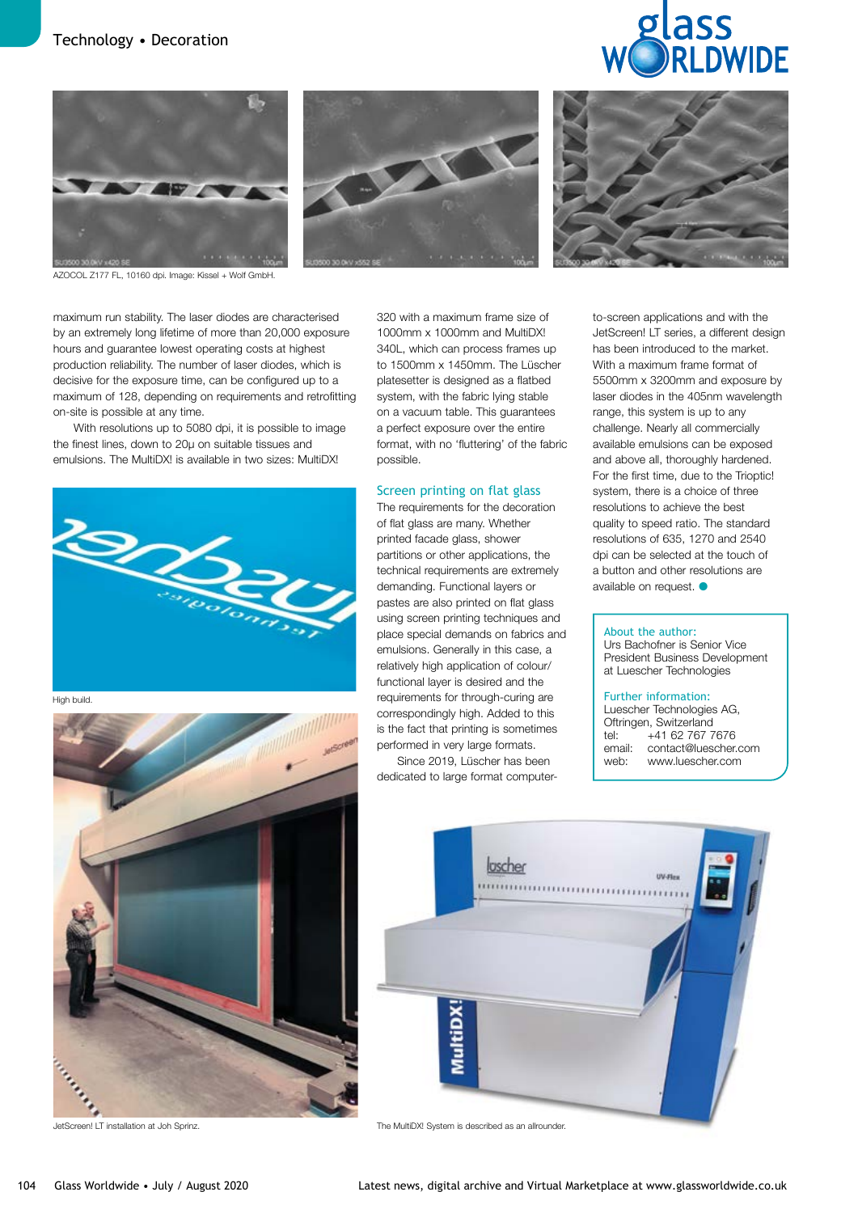AZOCOL Z177 FL, 10160 dpi. Image: Kissel + Wolf GmbH.

maximum run stability. The laser diodes are characterised by an extremely long lifetime of more than 20,000 exposure hours and guarantee lowest operating costs at highest production reliability. The number of laser diodes, which is decisive for the exposure time, can be configured up to a maximum of 128, depending on requirements and retrofitting on-site is possible at any time.

With resolutions up to 5080 dpi, it is possible to image the finest lines, down to 20µ on suitable tissues and emulsions. The MultiDX! is available in two sizes: MultiDX! 320 with a maximum frame size of 1000mm x 1000mm and MultiDX! 340L, which can process frames up to 1500mm x 1450mm. The Lüscher platesetter is designed as a flatbed system, with the fabric lying stable on a vacuum table. This guarantees a perfect exposure over the entire format, with no 'fluttering' of the fabric possible.

High build.

JetScreen! LT installation at Joh Sprinz.

## Screen printing on flat glass

The requirements for the decoration of flat glass are many. Whether printed facade glass, shower partitions or other applications, the technical requirements are extremely demanding. Functional layers or pastes are also printed on flat glass using screen printing techniques and place special demands on fabrics and emulsions. Generally in this case, a relatively high application of colour/functional layer is desired and the requirements for through-curing are correspondingly high. Added to this is the fact that printing is sometimes performed in very large formats.

Since 2019, Lüscher has been dedicated to large format computer-to-screen applications and with the JetScreen! LT series, a different design has been introduced to the market. With a maximum frame format of 5500mm x 3200mm and exposure by laser diodes in the 405nm wavelength range, this system is up to any challenge. Nearly all commercially available emulsions can be exposed and above all, thoroughly hardened. For the first time, due to the Trioptic! system, there is a choice of three resolutions to achieve the best quality to speed ratio. The standard resolutions of 635, 1270 and 2540 dpi can be selected at the touch of a button and other resolutions are available on request.

**About the author:**
Urs Bachofner is Senior Vice President Business Development at Luescher Technologies

**Further information:**
Luescher Technologies AG,
Oftringen, Switzerland
tel: +41 62 767 7676
email: contact@luescher.com
web: www.luescher.com

The MultiDX! System is described as an allrounder.